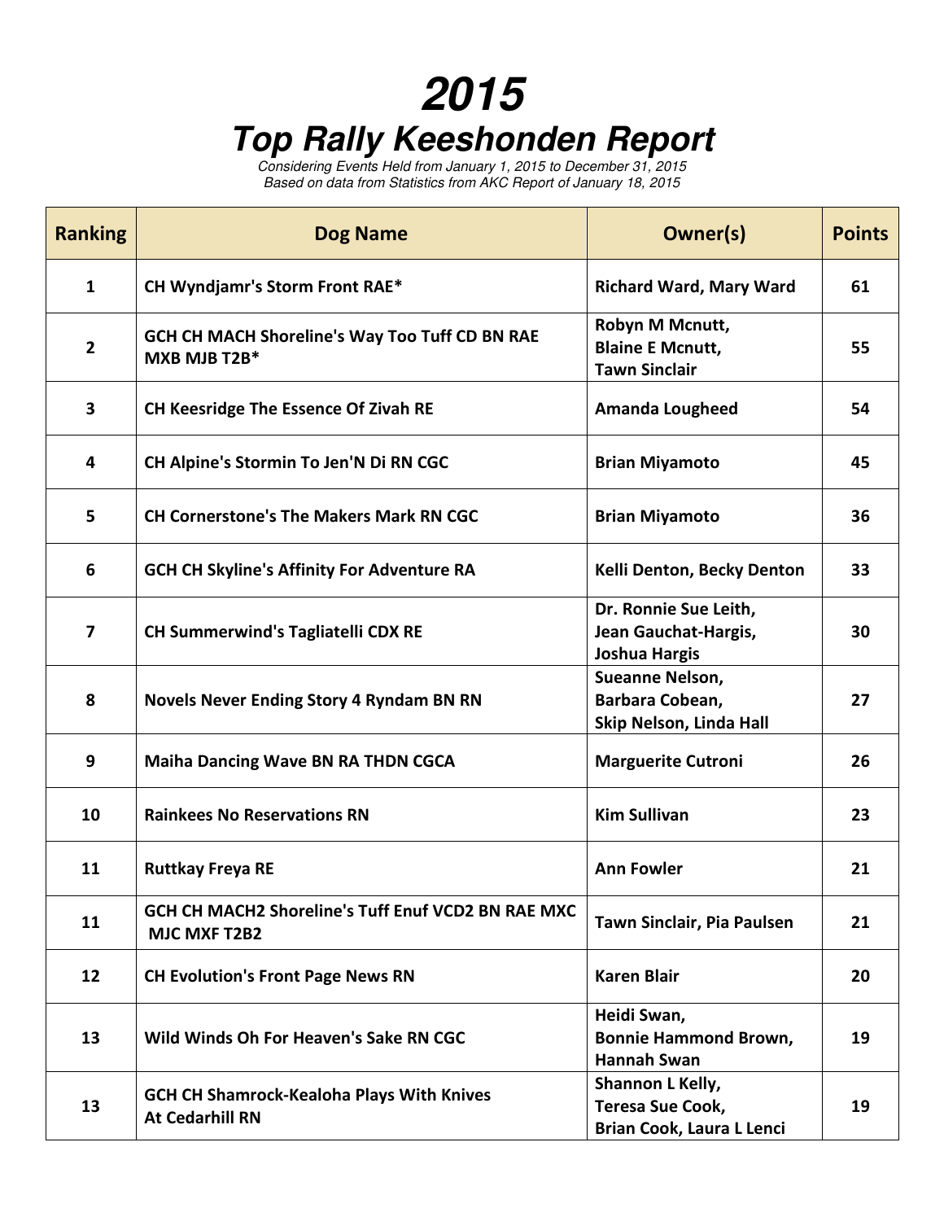# 2015

# Top Rally Keeshonden Report

*Considering Events Held from January 1, 2015 to December 31, 2015*
*Based on data from Statistics from AKC Report of January 18, 2015*

| Ranking | Dog Name | Owner(s) | Points |
|---|---|---|---|
| 1 | CH Wyndjamr's Storm Front RAE* | Richard Ward, Mary Ward | 61 |
| 2 | GCH CH MACH Shoreline's Way Too Tuff CD BN RAE MXB MJB T2B* | Robyn M Mcnutt, Blaine E Mcnutt, Tawn Sinclair | 55 |
| 3 | CH Keesridge The Essence Of Zivah RE | Amanda Lougheed | 54 |
| 4 | CH Alpine's Stormin To Jen'N Di RN CGC | Brian Miyamoto | 45 |
| 5 | CH Cornerstone's The Makers Mark RN CGC | Brian Miyamoto | 36 |
| 6 | GCH CH Skyline's Affinity For Adventure RA | Kelli Denton, Becky Denton | 33 |
| 7 | CH Summerwind's Tagliatelli CDX RE | Dr. Ronnie Sue Leith, Jean Gauchat-Hargis, Joshua Hargis | 30 |
| 8 | Novels Never Ending Story 4 Ryndam BN RN | Sueanne Nelson, Barbara Cobean, Skip Nelson, Linda Hall | 27 |
| 9 | Maiha Dancing Wave BN RA THDN CGCA | Marguerite Cutroni | 26 |
| 10 | Rainkees No Reservations RN | Kim Sullivan | 23 |
| 11 | Ruttkay Freya RE | Ann Fowler | 21 |
| 11 | GCH CH MACH2 Shoreline's Tuff Enuf VCD2 BN RAE MXC MJC MXF T2B2 | Tawn Sinclair, Pia Paulsen | 21 |
| 12 | CH Evolution's Front Page News RN | Karen Blair | 20 |
| 13 | Wild Winds Oh For Heaven's Sake RN CGC | Heidi Swan, Bonnie Hammond Brown, Hannah Swan | 19 |
| 13 | GCH CH Shamrock-Kealoha Plays With Knives At Cedarhill RN | Shannon L Kelly, Teresa Sue Cook, Brian Cook, Laura L Lenci | 19 |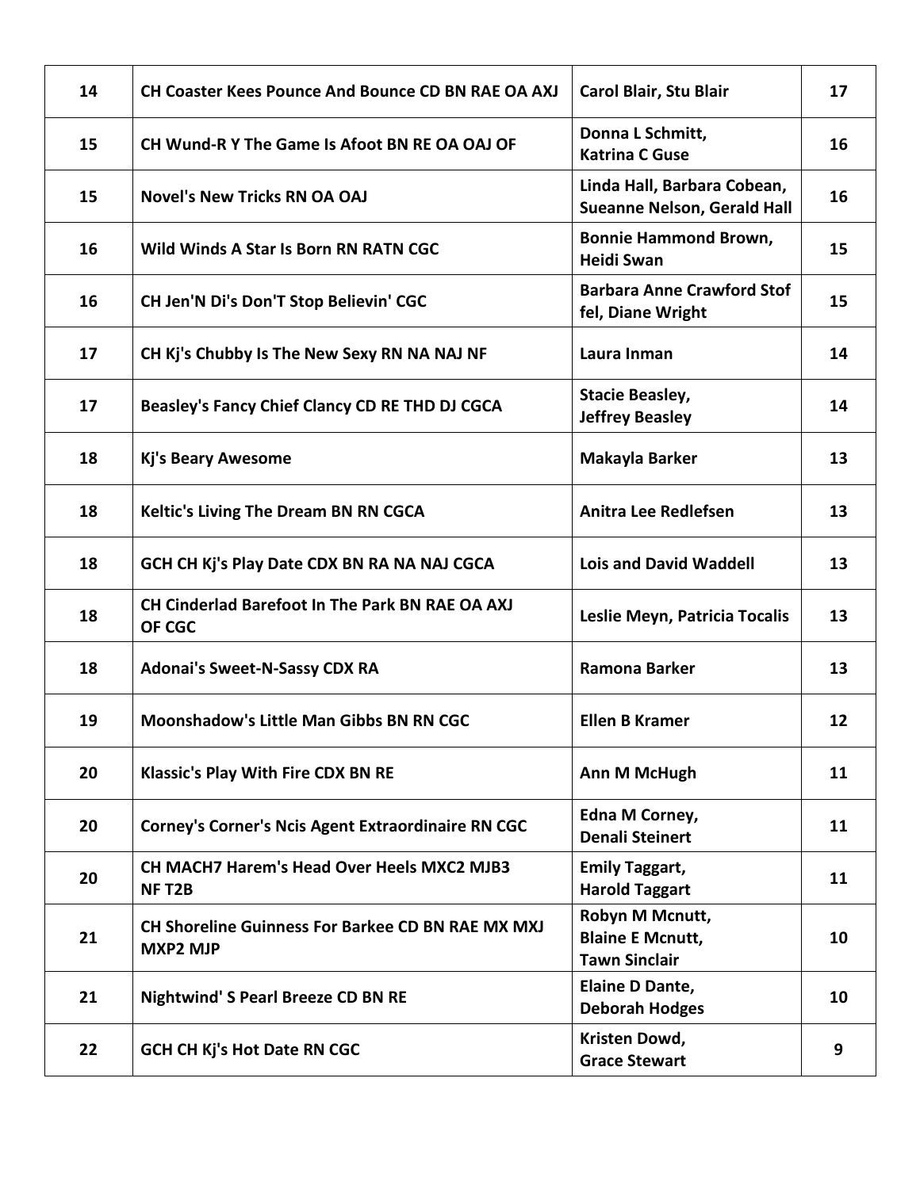| | | | |
|---|---|---|---|
| **14** | **CH Coaster Kees Pounce And Bounce CD BN RAE OA AXJ** | **Carol Blair, Stu Blair** | **17** |
| **15** | **CH Wund-R Y The Game Is Afoot BN RE OA OAJ OF** | **Donna L Schmitt, Katrina C Guse** | **16** |
| **15** | **Novel's New Tricks RN OA OAJ** | **Linda Hall, Barbara Cobean, Sueanne Nelson, Gerald Hall** | **16** |
| **16** | **Wild Winds A Star Is Born RN RATN CGC** | **Bonnie Hammond Brown, Heidi Swan** | **15** |
| **16** | **CH Jen'N Di's Don'T Stop Believin' CGC** | **Barbara Anne Crawford Stof fel, Diane Wright** | **15** |
| **17** | **CH Kj's Chubby Is The New Sexy RN NA NAJ NF** | **Laura Inman** | **14** |
| **17** | **Beasley's Fancy Chief Clancy CD RE THD DJ CGCA** | **Stacie Beasley, Jeffrey Beasley** | **14** |
| **18** | **Kj's Beary Awesome** | **Makayla Barker** | **13** |
| **18** | **Keltic's Living The Dream BN RN CGCA** | **Anitra Lee Redlefsen** | **13** |
| **18** | **GCH CH Kj's Play Date CDX BN RA NA NAJ CGCA** | **Lois and David Waddell** | **13** |
| **18** | **CH Cinderlad Barefoot In The Park BN RAE OA AXJ OF CGC** | **Leslie Meyn, Patricia Tocalis** | **13** |
| **18** | **Adonai's Sweet-N-Sassy CDX RA** | **Ramona Barker** | **13** |
| **19** | **Moonshadow's Little Man Gibbs BN RN CGC** | **Ellen B Kramer** | **12** |
| **20** | **Klassic's Play With Fire CDX BN RE** | **Ann M McHugh** | **11** |
| **20** | **Corney's Corner's Ncis Agent Extraordinaire RN CGC** | **Edna M Corney, Denali Steinert** | **11** |
| **20** | **CH MACH7 Harem's Head Over Heels MXC2 MJB3 NF T2B** | **Emily Taggart, Harold Taggart** | **11** |
| **21** | **CH Shoreline Guinness For Barkee CD BN RAE MX MXJ MXP2 MJP** | **Robyn M Mcnutt, Blaine E Mcnutt, Tawn Sinclair** | **10** |
| **21** | **Nightwind' S Pearl Breeze CD BN RE** | **Elaine D Dante, Deborah Hodges** | **10** |
| **22** | **GCH CH Kj's Hot Date RN CGC** | **Kristen Dowd, Grace Stewart** | **9** |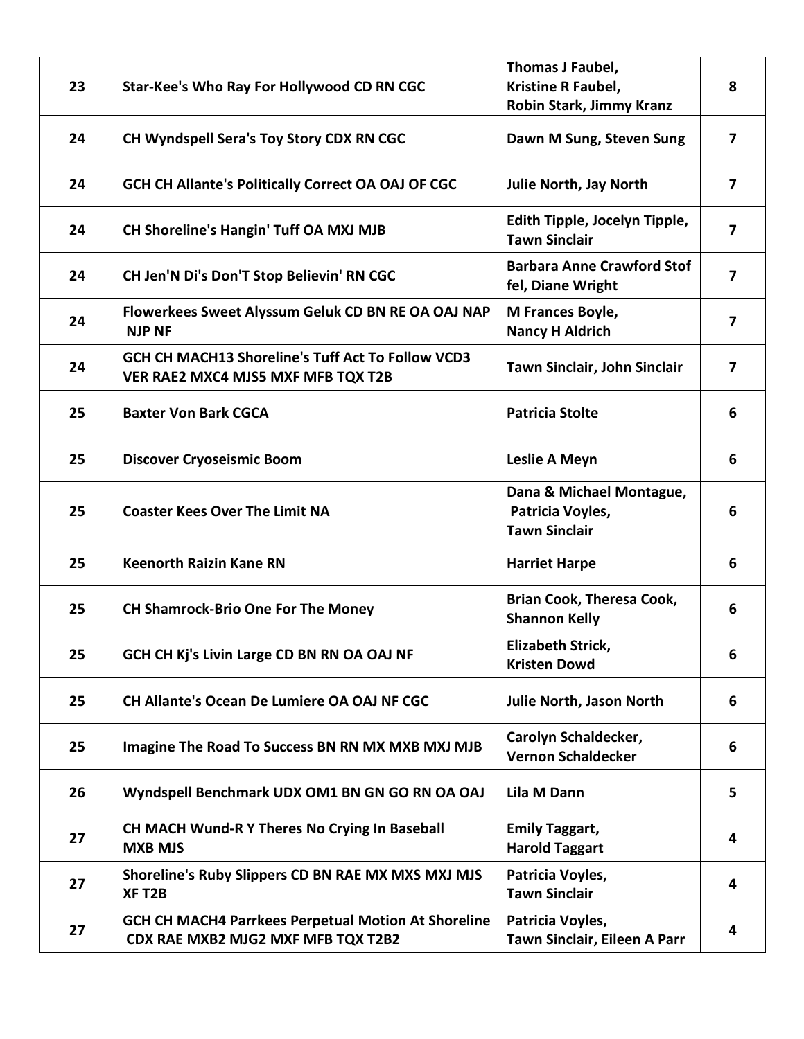| | | | |
|---|---|---|---|
| 23 | **Star-Kee's Who Ray For Hollywood CD RN CGC** | **Thomas J Faubel, Kristine R Faubel, Robin Stark, Jimmy Kranz** | 8 |
| 24 | **CH Wyndspell Sera's Toy Story CDX RN CGC** | **Dawn M Sung, Steven Sung** | 7 |
| 24 | **GCH CH Allante's Politically Correct OA OAJ OF CGC** | **Julie North, Jay North** | 7 |
| 24 | **CH Shoreline's Hangin' Tuff OA MXJ MJB** | **Edith Tipple, Jocelyn Tipple, Tawn Sinclair** | 7 |
| 24 | **CH Jen'N Di's Don'T Stop Believin' RN CGC** | **Barbara Anne Crawford Stof fel, Diane Wright** | 7 |
| 24 | **Flowerkees Sweet Alyssum Geluk CD BN RE OA OAJ NAP NJP NF** | **M Frances Boyle, Nancy H Aldrich** | 7 |
| 24 | **GCH CH MACH13 Shoreline's Tuff Act To Follow VCD3 VER RAE2 MXC4 MJS5 MXF MFB TQX T2B** | **Tawn Sinclair, John Sinclair** | 7 |
| 25 | **Baxter Von Bark CGCA** | **Patricia Stolte** | 6 |
| 25 | **Discover Cryoseismic Boom** | **Leslie A Meyn** | 6 |
| 25 | **Coaster Kees Over The Limit NA** | **Dana & Michael Montague, Patricia Voyles, Tawn Sinclair** | 6 |
| 25 | **Keenorth Raizin Kane RN** | **Harriet Harpe** | 6 |
| 25 | **CH Shamrock-Brio One For The Money** | **Brian Cook, Theresa Cook, Shannon Kelly** | 6 |
| 25 | **GCH CH Kj's Livin Large CD BN RN OA OAJ NF** | **Elizabeth Strick, Kristen Dowd** | 6 |
| 25 | **CH Allante's Ocean De Lumiere OA OAJ NF CGC** | **Julie North, Jason North** | 6 |
| 25 | **Imagine The Road To Success BN RN MX MXB MXJ MJB** | **Carolyn Schaldecker, Vernon Schaldecker** | 6 |
| 26 | **Wyndspell Benchmark UDX OM1 BN GN GO RN OA OAJ** | **Lila M Dann** | 5 |
| 27 | **CH MACH Wund-R Y Theres No Crying In Baseball MXB MJS** | **Emily Taggart, Harold Taggart** | 4 |
| 27 | **Shoreline's Ruby Slippers CD BN RAE MX MXS MXJ MJS XF T2B** | **Patricia Voyles, Tawn Sinclair** | 4 |
| 27 | **GCH CH MACH4 Parrkees Perpetual Motion At Shoreline CDX RAE MXB2 MJG2 MXF MFB TQX T2B2** | **Patricia Voyles, Tawn Sinclair, Eileen A Parr** | 4 |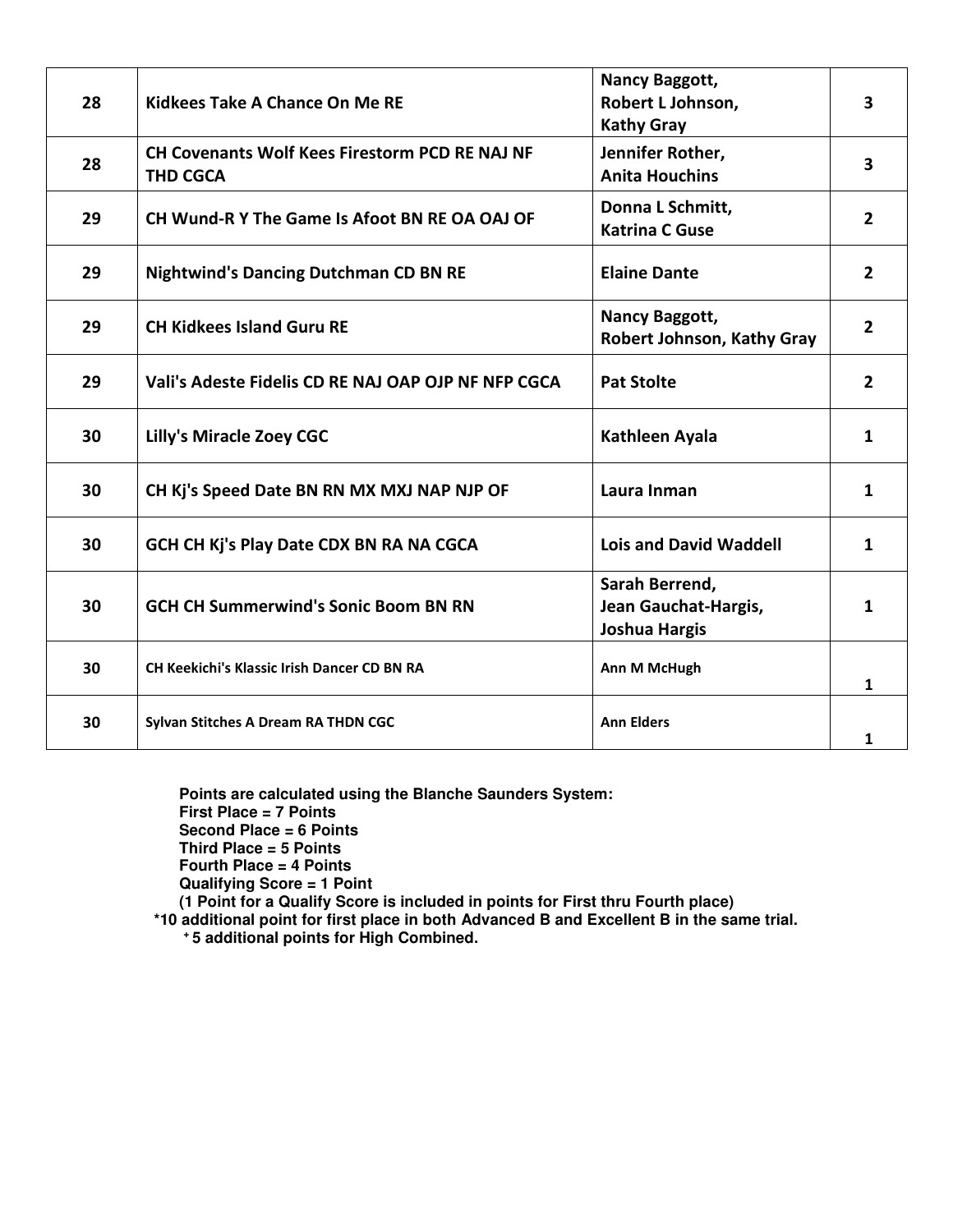| | | | |
|---|---|---|---|
| 28 | Kidkees Take A Chance On Me RE | Nancy Baggott, Robert L Johnson, Kathy Gray | 3 |
| 28 | CH Covenants Wolf Kees Firestorm PCD RE NAJ NF THD CGCA | Jennifer Rother, Anita Houchins | 3 |
| 29 | CH Wund-R Y The Game Is Afoot BN RE OA OAJ OF | Donna L Schmitt, Katrina C Guse | 2 |
| 29 | Nightwind's Dancing Dutchman CD BN RE | Elaine Dante | 2 |
| 29 | CH Kidkees Island Guru RE | Nancy Baggott, Robert Johnson, Kathy Gray | 2 |
| 29 | Vali's Adeste Fidelis CD RE NAJ OAP OJP NF NFP CGCA | Pat Stolte | 2 |
| 30 | Lilly's Miracle Zoey CGC | Kathleen Ayala | 1 |
| 30 | CH Kj's Speed Date BN RN MX MXJ NAP NJP OF | Laura Inman | 1 |
| 30 | GCH CH Kj's Play Date CDX BN RA NA CGCA | Lois and David Waddell | 1 |
| 30 | GCH CH Summerwind's Sonic Boom BN RN | Sarah Berrend, Jean Gauchat-Hargis, Joshua Hargis | 1 |
| 30 | CH Keekichi's Klassic Irish Dancer CD BN RA | Ann M McHugh | 1 |
| 30 | Sylvan Stitches A Dream RA THDN CGC | Ann Elders | 1 |

**Points are calculated using the Blanche Saunders System:**
**First Place = 7 Points**
**Second Place = 6 Points**
**Third Place = 5 Points**
**Fourth Place = 4 Points**
**Qualifying Score = 1 Point**
**(1 Point for a Qualify Score is included in points for First thru Fourth place)**
**\*10 additional point for first place in both Advanced B and Excellent B in the same trial.**
**+ 5 additional points for High Combined.**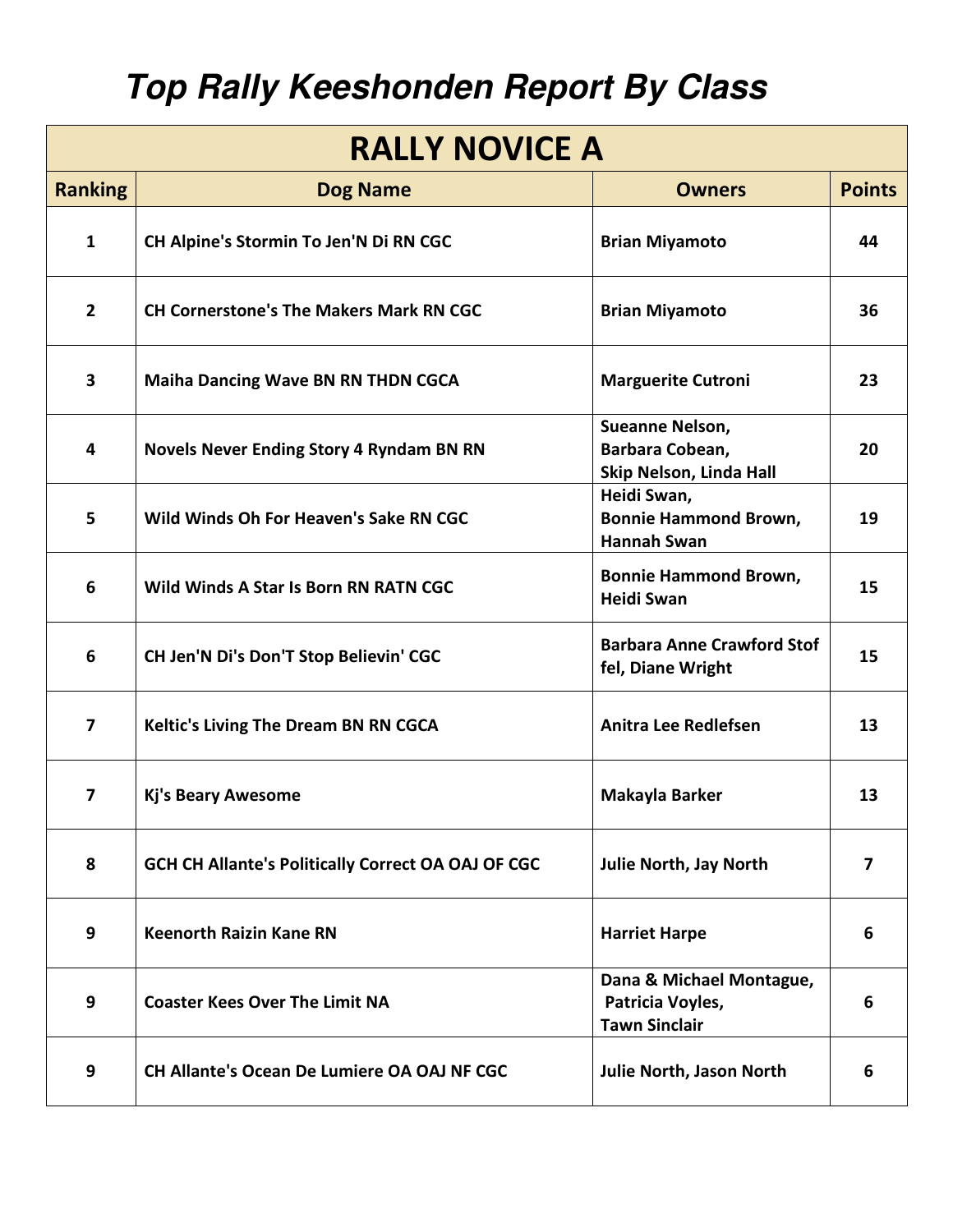# Top Rally Keeshonden Report By Class

| RALLY NOVICE A | | | |
|---|---|---|---|
| **Ranking** | **Dog Name** | **Owners** | **Points** |
| 1 | CH Alpine's Stormin To Jen'N Di RN CGC | Brian Miyamoto | 44 |
| 2 | CH Cornerstone's The Makers Mark RN CGC | Brian Miyamoto | 36 |
| 3 | Maiha Dancing Wave BN RN THDN CGCA | Marguerite Cutroni | 23 |
| 4 | Novels Never Ending Story 4 Ryndam BN RN | Sueanne Nelson, Barbara Cobean, Skip Nelson, Linda Hall | 20 |
| 5 | Wild Winds Oh For Heaven's Sake RN CGC | Heidi Swan, Bonnie Hammond Brown, Hannah Swan | 19 |
| 6 | Wild Winds A Star Is Born RN RATN CGC | Bonnie Hammond Brown, Heidi Swan | 15 |
| 6 | CH Jen'N Di's Don'T Stop Believin' CGC | Barbara Anne Crawford Stoffel, Diane Wright | 15 |
| 7 | Keltic's Living The Dream BN RN CGCA | Anitra Lee Redlefsen | 13 |
| 7 | Kj's Beary Awesome | Makayla Barker | 13 |
| 8 | GCH CH Allante's Politically Correct OA OAJ OF CGC | Julie North, Jay North | 7 |
| 9 | Keenorth Raizin Kane RN | Harriet Harpe | 6 |
| 9 | Coaster Kees Over The Limit NA | Dana & Michael Montague, Patricia Voyles, Tawn Sinclair | 6 |
| 9 | CH Allante's Ocean De Lumiere OA OAJ NF CGC | Julie North, Jason North | 6 |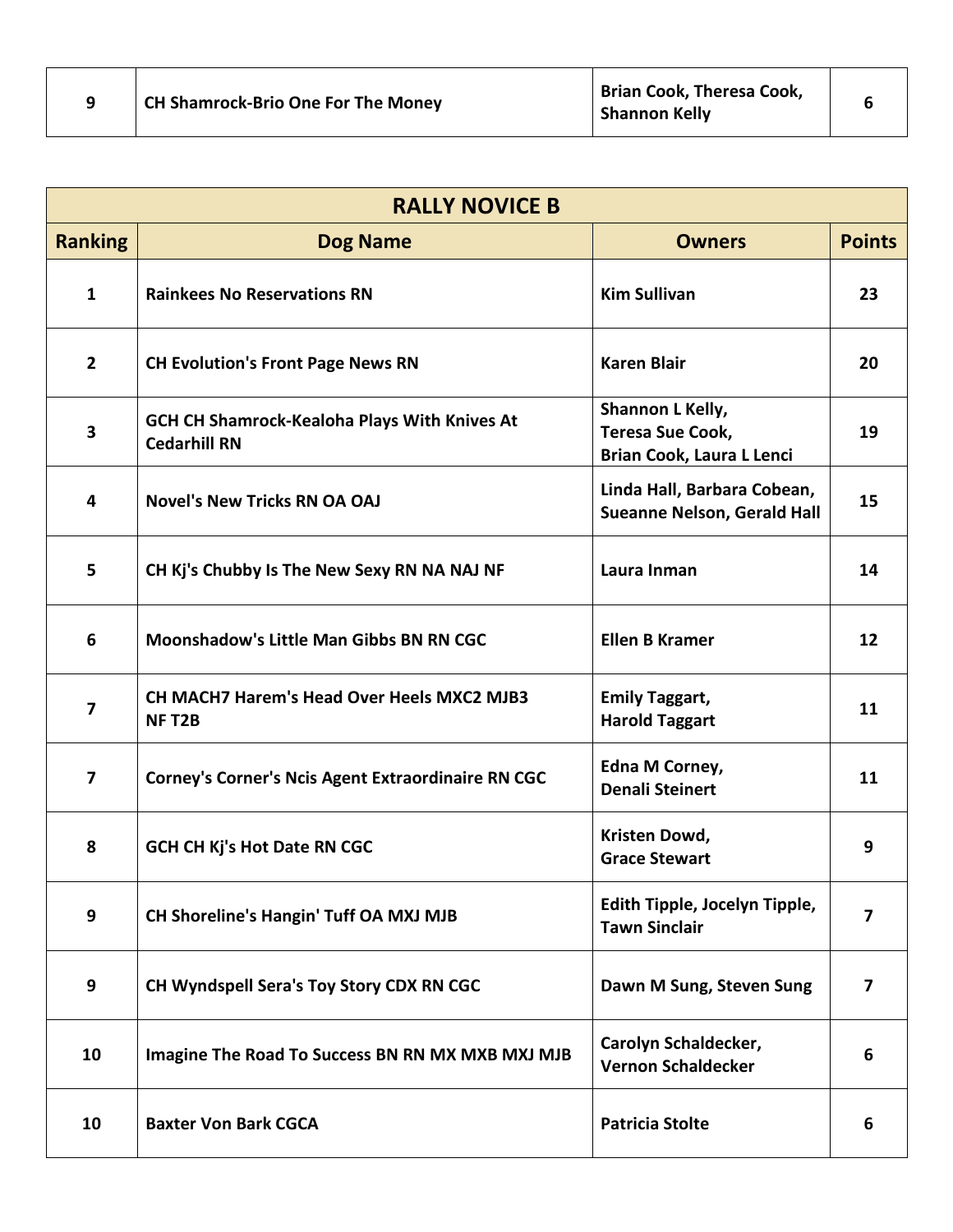| | | | |
|---|---|---|---|
| 9 | CH Shamrock-Brio One For The Money | Brian Cook, Theresa Cook, Shannon Kelly | 6 |

## RALLY NOVICE B

| Ranking | Dog Name | Owners | Points |
|---|---|---|---|
| 1 | Rainkees No Reservations RN | Kim Sullivan | 23 |
| 2 | CH Evolution's Front Page News RN | Karen Blair | 20 |
| 3 | GCH CH Shamrock-Kealoha Plays With Knives At Cedarhill RN | Shannon L Kelly, Teresa Sue Cook, Brian Cook, Laura L Lenci | 19 |
| 4 | Novel's New Tricks RN OA OAJ | Linda Hall, Barbara Cobean, Sueanne Nelson, Gerald Hall | 15 |
| 5 | CH Kj's Chubby Is The New Sexy RN NA NAJ NF | Laura Inman | 14 |
| 6 | Moonshadow's Little Man Gibbs BN RN CGC | Ellen B Kramer | 12 |
| 7 | CH MACH7 Harem's Head Over Heels MXC2 MJB3 NF T2B | Emily Taggart, Harold Taggart | 11 |
| 7 | Corney's Corner's Ncis Agent Extraordinaire RN CGC | Edna M Corney, Denali Steinert | 11 |
| 8 | GCH CH Kj's Hot Date RN CGC | Kristen Dowd, Grace Stewart | 9 |
| 9 | CH Shoreline's Hangin' Tuff OA MXJ MJB | Edith Tipple, Jocelyn Tipple, Tawn Sinclair | 7 |
| 9 | CH Wyndspell Sera's Toy Story CDX RN CGC | Dawn M Sung, Steven Sung | 7 |
| 10 | Imagine The Road To Success BN RN MX MXB MXJ MJB | Carolyn Schaldecker, Vernon Schaldecker | 6 |
| 10 | Baxter Von Bark CGCA | Patricia Stolte | 6 |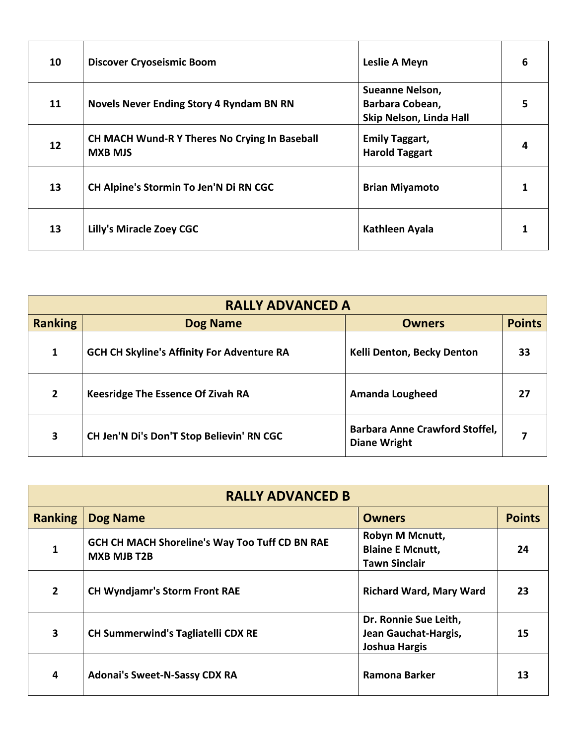| | | | |
|---|---|---|---|
| **10** | **Discover Cryoseismic Boom** | **Leslie A Meyn** | **6** |
| **11** | **Novels Never Ending Story 4 Ryndam BN RN** | **Sueanne Nelson, Barbara Cobean, Skip Nelson, Linda Hall** | **5** |
| **12** | **CH MACH Wund-R Y Theres No Crying In Baseball MXB MJS** | **Emily Taggart, Harold Taggart** | **4** |
| **13** | **CH Alpine's Stormin To Jen'N Di RN CGC** | **Brian Miyamoto** | **1** |
| **13** | **Lilly's Miracle Zoey CGC** | **Kathleen Ayala** | **1** |

## RALLY ADVANCED A

| Ranking | Dog Name | Owners | Points |
|---|---|---|---|
| **1** | **GCH CH Skyline's Affinity For Adventure RA** | **Kelli Denton, Becky Denton** | **33** |
| **2** | **Keesridge The Essence Of Zivah RA** | **Amanda Lougheed** | **27** |
| **3** | **CH Jen'N Di's Don'T Stop Believin' RN CGC** | **Barbara Anne Crawford Stoffel, Diane Wright** | **7** |

## RALLY ADVANCED B

| Ranking | Dog Name | Owners | Points |
|---|---|---|---|
| **1** | **GCH CH MACH Shoreline's Way Too Tuff CD BN RAE MXB MJB T2B** | **Robyn M Mcnutt, Blaine E Mcnutt, Tawn Sinclair** | **24** |
| **2** | **CH Wyndjamr's Storm Front RAE** | **Richard Ward, Mary Ward** | **23** |
| **3** | **CH Summerwind's Tagliatelli CDX RE** | **Dr. Ronnie Sue Leith, Jean Gauchat-Hargis, Joshua Hargis** | **15** |
| **4** | **Adonai's Sweet-N-Sassy CDX RA** | **Ramona Barker** | **13** |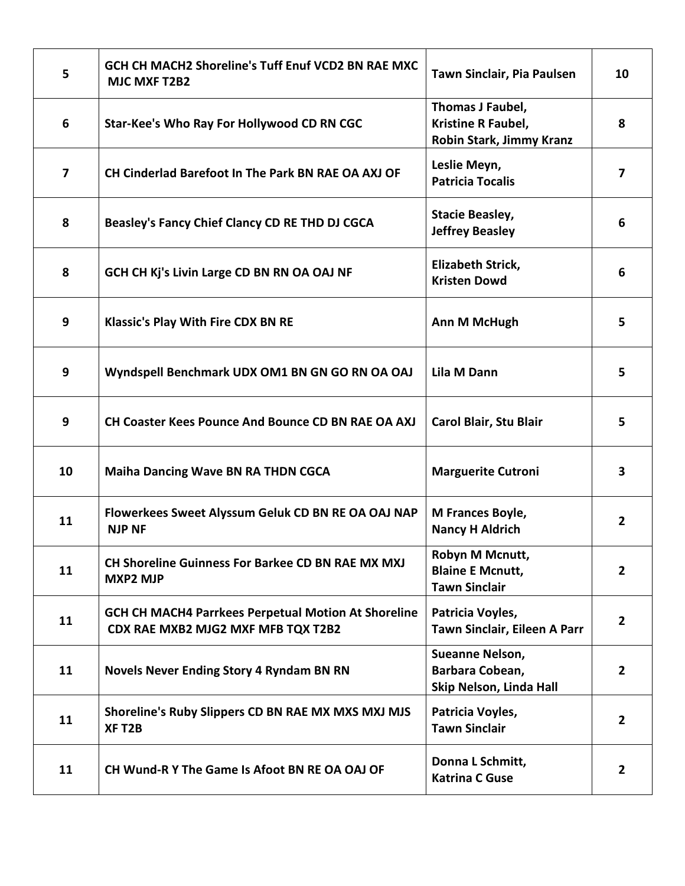| | | | |
|---|---|---|---|
| **5** | **GCH CH MACH2 Shoreline's Tuff Enuf VCD2 BN RAE MXC MJC MXF T2B2** | **Tawn Sinclair, Pia Paulsen** | **10** |
| **6** | **Star-Kee's Who Ray For Hollywood CD RN CGC** | **Thomas J Faubel, Kristine R Faubel, Robin Stark, Jimmy Kranz** | **8** |
| **7** | **CH Cinderlad Barefoot In The Park BN RAE OA AXJ OF** | **Leslie Meyn, Patricia Tocalis** | **7** |
| **8** | **Beasley's Fancy Chief Clancy CD RE THD DJ CGCA** | **Stacie Beasley, Jeffrey Beasley** | **6** |
| **8** | **GCH CH Kj's Livin Large CD BN RN OA OAJ NF** | **Elizabeth Strick, Kristen Dowd** | **6** |
| **9** | **Klassic's Play With Fire CDX BN RE** | **Ann M McHugh** | **5** |
| **9** | **Wyndspell Benchmark UDX OM1 BN GN GO RN OA OAJ** | **Lila M Dann** | **5** |
| **9** | **CH Coaster Kees Pounce And Bounce CD BN RAE OA AXJ** | **Carol Blair, Stu Blair** | **5** |
| **10** | **Maiha Dancing Wave BN RA THDN CGCA** | **Marguerite Cutroni** | **3** |
| **11** | **Flowerkees Sweet Alyssum Geluk CD BN RE OA OAJ NAP NJP NF** | **M Frances Boyle, Nancy H Aldrich** | **2** |
| **11** | **CH Shoreline Guinness For Barkee CD BN RAE MX MXJ MXP2 MJP** | **Robyn M Mcnutt, Blaine E Mcnutt, Tawn Sinclair** | **2** |
| **11** | **GCH CH MACH4 Parrkees Perpetual Motion At Shoreline CDX RAE MXB2 MJG2 MXF MFB TQX T2B2** | **Patricia Voyles, Tawn Sinclair, Eileen A Parr** | **2** |
| **11** | **Novels Never Ending Story 4 Ryndam BN RN** | **Sueanne Nelson, Barbara Cobean, Skip Nelson, Linda Hall** | **2** |
| **11** | **Shoreline's Ruby Slippers CD BN RAE MX MXS MXJ MJS XF T2B** | **Patricia Voyles, Tawn Sinclair** | **2** |
| **11** | **CH Wund-R Y The Game Is Afoot BN RE OA OAJ OF** | **Donna L Schmitt, Katrina C Guse** | **2** |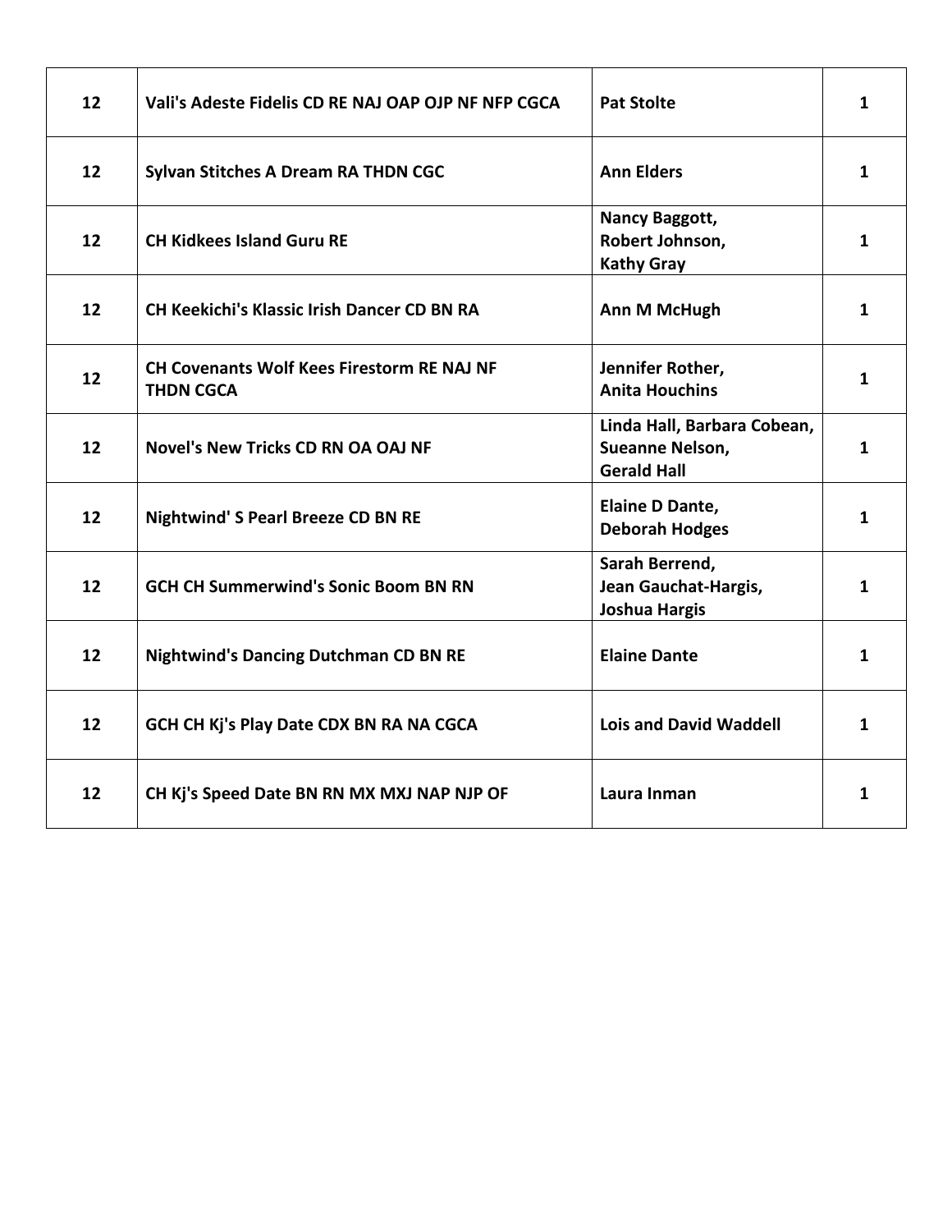| | | | |
|---|---|---|---|
| **12** | **Vali's Adeste Fidelis CD RE NAJ OAP OJP NF NFP CGCA** | **Pat Stolte** | **1** |
| **12** | **Sylvan Stitches A Dream RA THDN CGC** | **Ann Elders** | **1** |
| **12** | **CH Kidkees Island Guru RE** | **Nancy Baggott, Robert Johnson, Kathy Gray** | **1** |
| **12** | **CH Keekichi's Klassic Irish Dancer CD BN RA** | **Ann M McHugh** | **1** |
| **12** | **CH Covenants Wolf Kees Firestorm RE NAJ NF THDN CGCA** | **Jennifer Rother, Anita Houchins** | **1** |
| **12** | **Novel's New Tricks CD RN OA OAJ NF** | **Linda Hall, Barbara Cobean, Sueanne Nelson, Gerald Hall** | **1** |
| **12** | **Nightwind' S Pearl Breeze CD BN RE** | **Elaine D Dante, Deborah Hodges** | **1** |
| **12** | **GCH CH Summerwind's Sonic Boom BN RN** | **Sarah Berrend, Jean Gauchat-Hargis, Joshua Hargis** | **1** |
| **12** | **Nightwind's Dancing Dutchman CD BN RE** | **Elaine Dante** | **1** |
| **12** | **GCH CH Kj's Play Date CDX BN RA NA CGCA** | **Lois and David Waddell** | **1** |
| **12** | **CH Kj's Speed Date BN RN MX MXJ NAP NJP OF** | **Laura Inman** | **1** |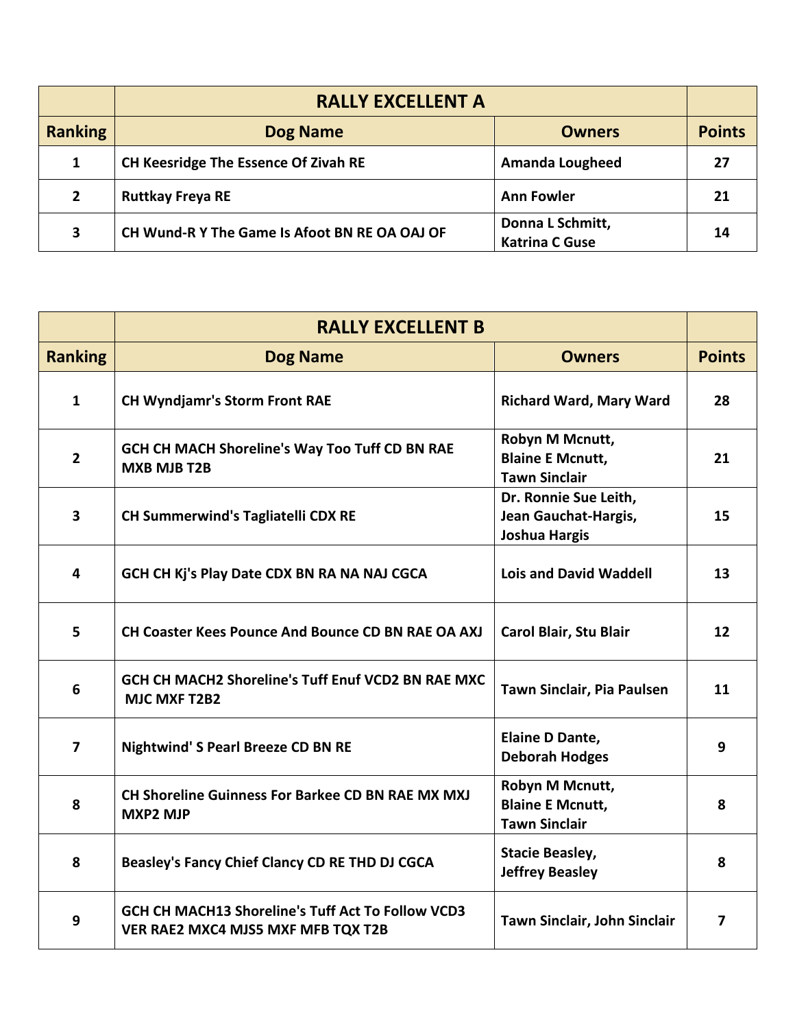| | RALLY EXCELLENT A | | |
|---|---|---|---|
| **Ranking** | **Dog Name** | **Owners** | **Points** |
| 1 | CH Keesridge The Essence Of Zivah RE | Amanda Lougheed | 27 |
| 2 | Ruttkay Freya RE | Ann Fowler | 21 |
| 3 | CH Wund-R Y The Game Is Afoot BN RE OA OAJ OF | Donna L Schmitt, Katrina C Guse | 14 |

| | RALLY EXCELLENT B | | |
|---|---|---|---|
| **Ranking** | **Dog Name** | **Owners** | **Points** |
| 1 | CH Wyndjamr's Storm Front RAE | Richard Ward, Mary Ward | 28 |
| 2 | GCH CH MACH Shoreline's Way Too Tuff CD BN RAE MXB MJB T2B | Robyn M Mcnutt, Blaine E Mcnutt, Tawn Sinclair | 21 |
| 3 | CH Summerwind's Tagliatelli CDX RE | Dr. Ronnie Sue Leith, Jean Gauchat-Hargis, Joshua Hargis | 15 |
| 4 | GCH CH Kj's Play Date CDX BN RA NA NAJ CGCA | Lois and David Waddell | 13 |
| 5 | CH Coaster Kees Pounce And Bounce CD BN RAE OA AXJ | Carol Blair, Stu Blair | 12 |
| 6 | GCH CH MACH2 Shoreline's Tuff Enuf VCD2 BN RAE MXC MJC MXF T2B2 | Tawn Sinclair, Pia Paulsen | 11 |
| 7 | Nightwind' S Pearl Breeze CD BN RE | Elaine D Dante, Deborah Hodges | 9 |
| 8 | CH Shoreline Guinness For Barkee CD BN RAE MX MXJ MXP2 MJP | Robyn M Mcnutt, Blaine E Mcnutt, Tawn Sinclair | 8 |
| 8 | Beasley's Fancy Chief Clancy CD RE THD DJ CGCA | Stacie Beasley, Jeffrey Beasley | 8 |
| 9 | GCH CH MACH13 Shoreline's Tuff Act To Follow VCD3 VER RAE2 MXC4 MJS5 MXF MFB TQX T2B | Tawn Sinclair, John Sinclair | 7 |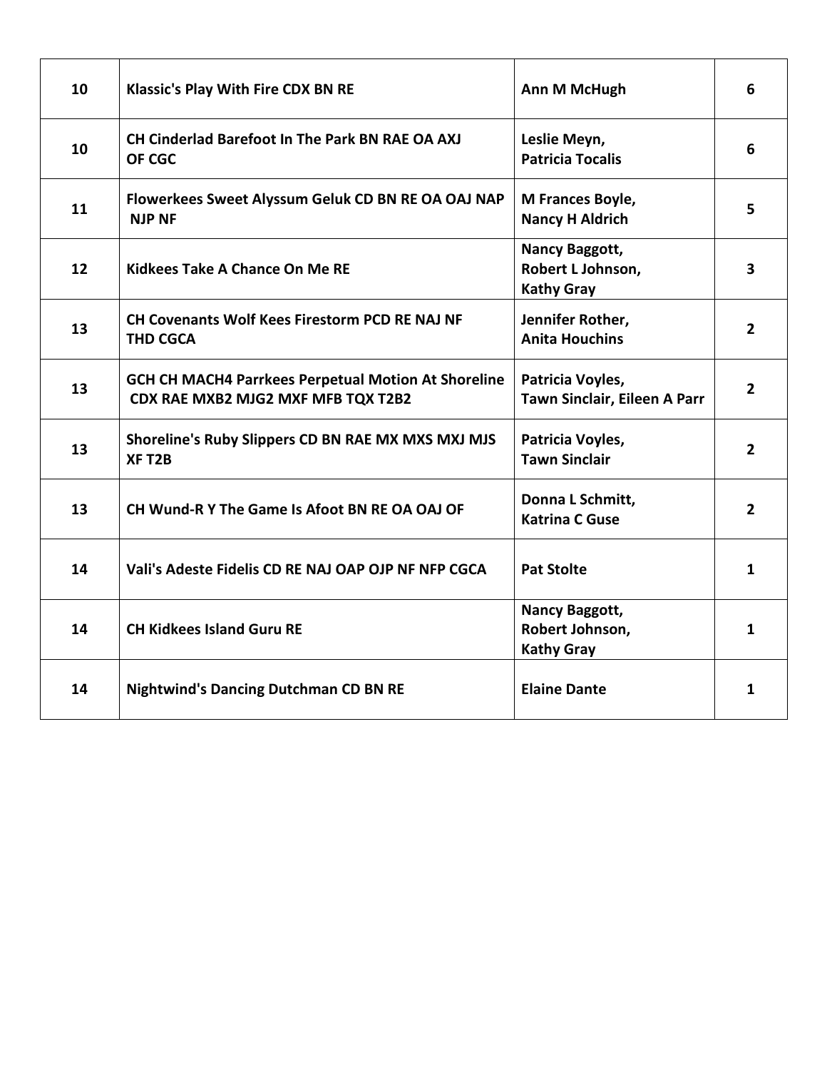| | | | |
|---|---|---|---|
| 10 | **Klassic's Play With Fire CDX BN RE** | **Ann M McHugh** | 6 |
| 10 | **CH Cinderlad Barefoot In The Park BN RAE OA AXJ OF CGC** | **Leslie Meyn, Patricia Tocalis** | 6 |
| 11 | **Flowerkees Sweet Alyssum Geluk CD BN RE OA OAJ NAP NJP NF** | **M Frances Boyle, Nancy H Aldrich** | 5 |
| 12 | **Kidkees Take A Chance On Me RE** | **Nancy Baggott, Robert L Johnson, Kathy Gray** | 3 |
| 13 | **CH Covenants Wolf Kees Firestorm PCD RE NAJ NF THD CGCA** | **Jennifer Rother, Anita Houchins** | 2 |
| 13 | **GCH CH MACH4 Parrkees Perpetual Motion At Shoreline CDX RAE MXB2 MJG2 MXF MFB TQX T2B2** | **Patricia Voyles, Tawn Sinclair, Eileen A Parr** | 2 |
| 13 | **Shoreline's Ruby Slippers CD BN RAE MX MXS MXJ MJS XF T2B** | **Patricia Voyles, Tawn Sinclair** | 2 |
| 13 | **CH Wund-R Y The Game Is Afoot BN RE OA OAJ OF** | **Donna L Schmitt, Katrina C Guse** | 2 |
| 14 | **Vali's Adeste Fidelis CD RE NAJ OAP OJP NF NFP CGCA** | **Pat Stolte** | 1 |
| 14 | **CH Kidkees Island Guru RE** | **Nancy Baggott, Robert Johnson, Kathy Gray** | 1 |
| 14 | **Nightwind's Dancing Dutchman CD BN RE** | **Elaine Dante** | 1 |